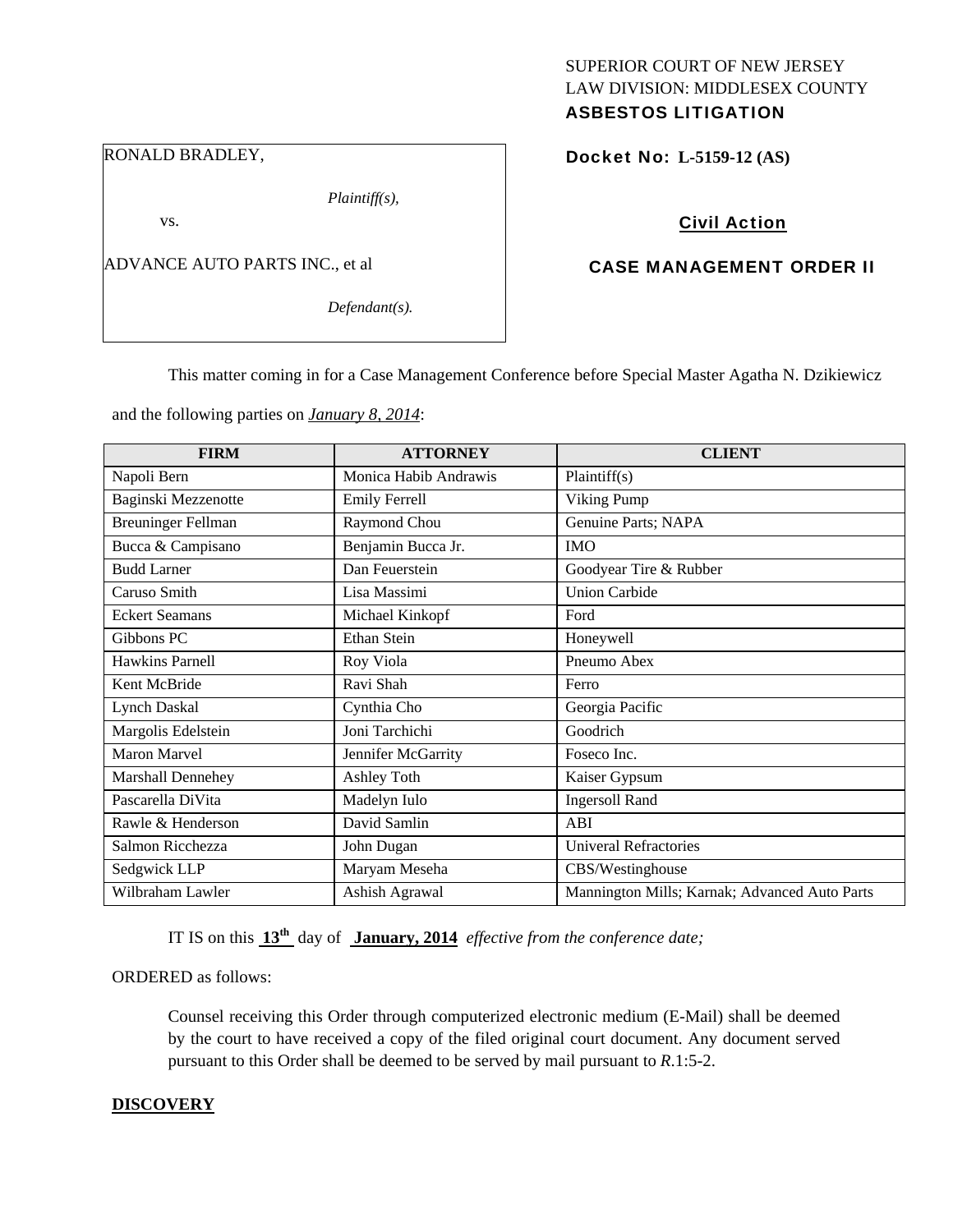SUPERIOR COURT OF NEW JERSEY
LAW DIVISION: MIDDLESEX COUNTY
**ASBESTOS LITIGATION**

RONALD BRADLEY,

*Plaintiff(s),*

vs.

ADVANCE AUTO PARTS INC., et al

*Defendant(s).*

**Docket No: L-5159-12 (AS)**

**Civil Action**

**CASE MANAGEMENT ORDER II**

This matter coming in for a Case Management Conference before Special Master Agatha N. Dzikiewicz and the following parties on *January 8, 2014*:

| FIRM | ATTORNEY | CLIENT |
|---|---|---|
| Napoli Bern | Monica Habib Andrawis | Plaintiff(s) |
| Baginski Mezzenotte | Emily Ferrell | Viking Pump |
| Breuninger Fellman | Raymond Chou | Genuine Parts; NAPA |
| Bucca & Campisano | Benjamin Bucca Jr. | IMO |
| Budd Larner | Dan Feuerstein | Goodyear Tire & Rubber |
| Caruso Smith | Lisa Massimi | Union Carbide |
| Eckert Seamans | Michael Kinkopf | Ford |
| Gibbons PC | Ethan Stein | Honeywell |
| Hawkins Parnell | Roy Viola | Pneumo Abex |
| Kent McBride | Ravi Shah | Ferro |
| Lynch Daskal | Cynthia Cho | Georgia Pacific |
| Margolis Edelstein | Joni Tarchichi | Goodrich |
| Maron Marvel | Jennifer McGarrity | Foseco Inc. |
| Marshall Dennehey | Ashley Toth | Kaiser Gypsum |
| Pascarella DiVita | Madelyn Iulo | Ingersoll Rand |
| Rawle & Henderson | David Samlin | ABI |
| Salmon Ricchezza | John Dugan | Univeral Refractories |
| Sedgwick LLP | Maryam Meseha | CBS/Westinghouse |
| Wilbraham Lawler | Ashish Agrawal | Mannington Mills; Karnak; Advanced Auto Parts |

IT IS on this **13th** day of **January, 2014** *effective from the conference date;*

ORDERED as follows:

Counsel receiving this Order through computerized electronic medium (E-Mail) shall be deemed by the court to have received a copy of the filed original court document. Any document served pursuant to this Order shall be deemed to be served by mail pursuant to *R*.1:5-2.

**DISCOVERY**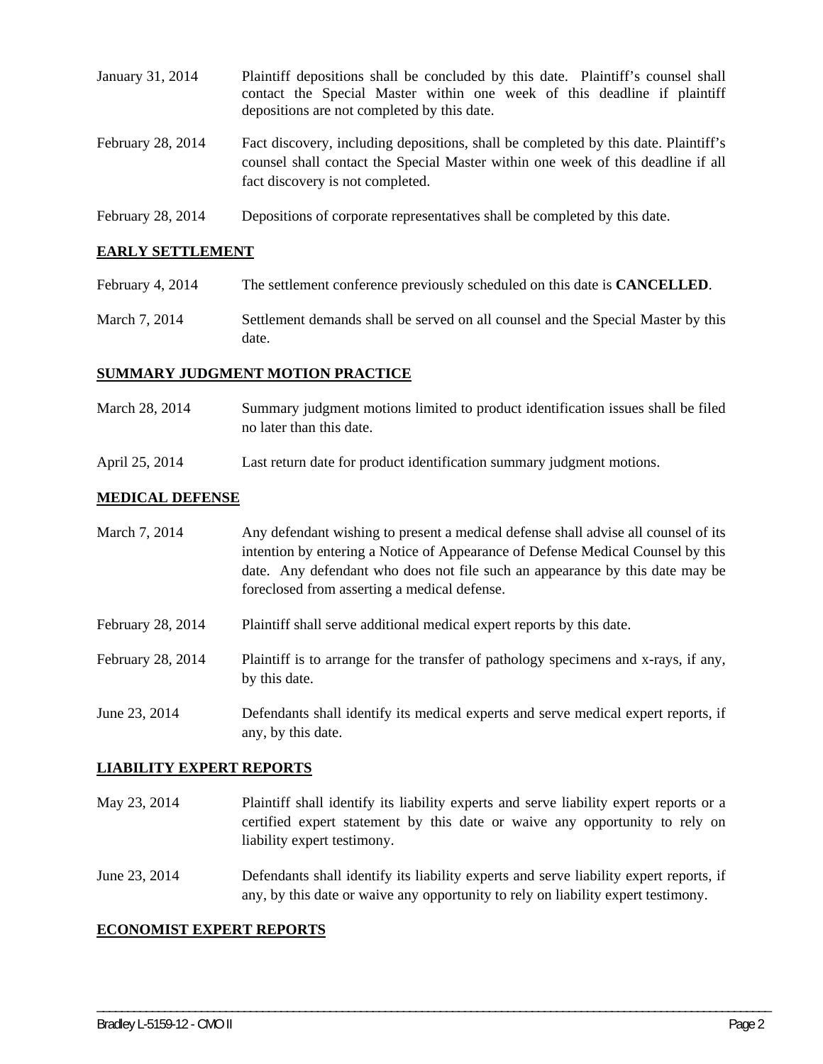| | |
|---|---|
| January 31, 2014 | Plaintiff depositions shall be concluded by this date. Plaintiff's counsel shall contact the Special Master within one week of this deadline if plaintiff depositions are not completed by this date. |
| February 28, 2014 | Fact discovery, including depositions, shall be completed by this date. Plaintiff's counsel shall contact the Special Master within one week of this deadline if all fact discovery is not completed. |
| February 28, 2014 | Depositions of corporate representatives shall be completed by this date. |

**EARLY SETTLEMENT**

| | |
|---|---|
| February 4, 2014 | The settlement conference previously scheduled on this date is **CANCELLED**. |
| March 7, 2014 | Settlement demands shall be served on all counsel and the Special Master by this date. |

**SUMMARY JUDGMENT MOTION PRACTICE**

| | |
|---|---|
| March 28, 2014 | Summary judgment motions limited to product identification issues shall be filed no later than this date. |
| April 25, 2014 | Last return date for product identification summary judgment motions. |

**MEDICAL DEFENSE**

| | |
|---|---|
| March 7, 2014 | Any defendant wishing to present a medical defense shall advise all counsel of its intention by entering a Notice of Appearance of Defense Medical Counsel by this date. Any defendant who does not file such an appearance by this date may be foreclosed from asserting a medical defense. |
| February 28, 2014 | Plaintiff shall serve additional medical expert reports by this date. |
| February 28, 2014 | Plaintiff is to arrange for the transfer of pathology specimens and x-rays, if any, by this date. |
| June 23, 2014 | Defendants shall identify its medical experts and serve medical expert reports, if any, by this date. |

**LIABILITY EXPERT REPORTS**

| | |
|---|---|
| May 23, 2014 | Plaintiff shall identify its liability experts and serve liability expert reports or a certified expert statement by this date or waive any opportunity to rely on liability expert testimony. |
| June 23, 2014 | Defendants shall identify its liability experts and serve liability expert reports, if any, by this date or waive any opportunity to rely on liability expert testimony. |

**ECONOMIST EXPERT REPORTS**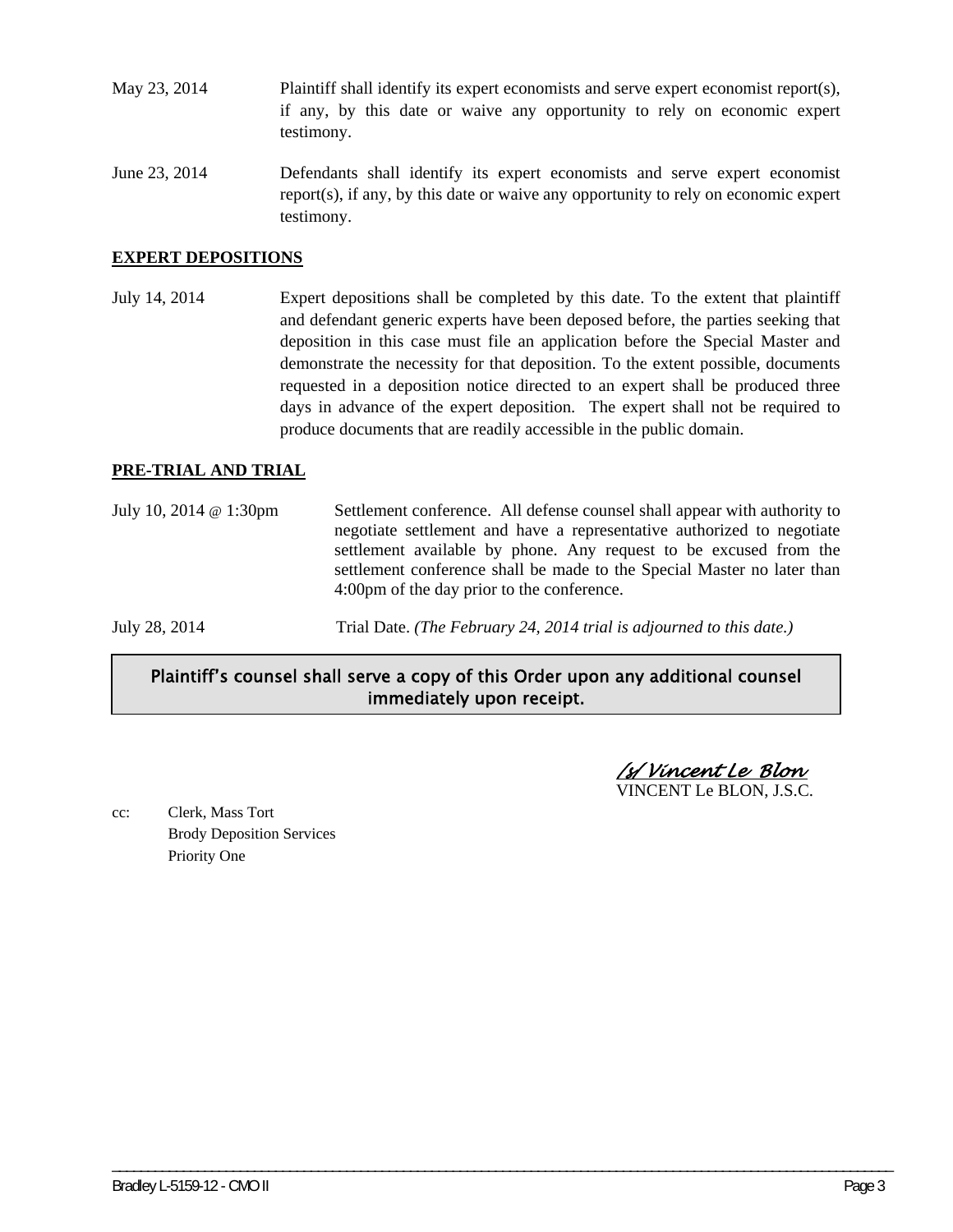May 23, 2014 Plaintiff shall identify its expert economists and serve expert economist report(s), if any, by this date or waive any opportunity to rely on economic expert testimony.

June 23, 2014 Defendants shall identify its expert economists and serve expert economist report(s), if any, by this date or waive any opportunity to rely on economic expert testimony.

**EXPERT DEPOSITIONS**

July 14, 2014 Expert depositions shall be completed by this date. To the extent that plaintiff and defendant generic experts have been deposed before, the parties seeking that deposition in this case must file an application before the Special Master and demonstrate the necessity for that deposition. To the extent possible, documents requested in a deposition notice directed to an expert shall be produced three days in advance of the expert deposition. The expert shall not be required to produce documents that are readily accessible in the public domain.

**PRE-TRIAL AND TRIAL**

July 10, 2014 @ 1:30pm Settlement conference. All defense counsel shall appear with authority to negotiate settlement and have a representative authorized to negotiate settlement available by phone. Any request to be excused from the settlement conference shall be made to the Special Master no later than 4:00pm of the day prior to the conference.

July 28, 2014 Trial Date. *(The February 24, 2014 trial is adjourned to this date.)*

**Plaintiff's counsel shall serve a copy of this Order upon any additional counsel immediately upon receipt.**

*/s/ Vincent Le Blon*
VINCENT Le BLON, J.S.C.

cc: Clerk, Mass Tort
Brody Deposition Services
Priority One